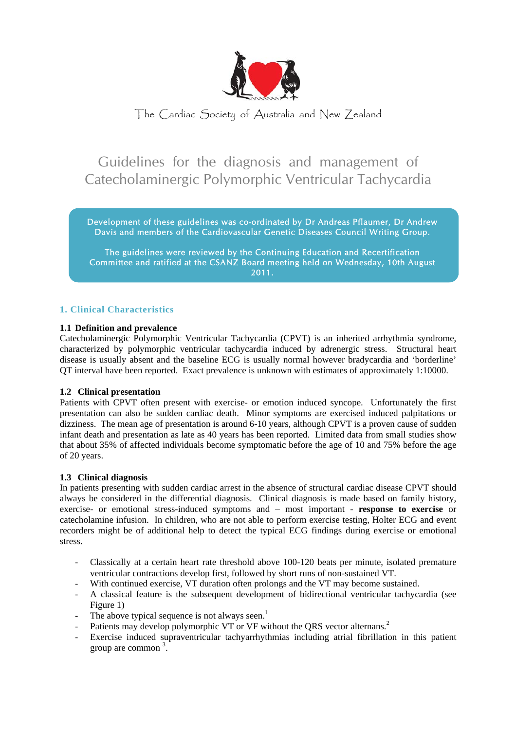The Cardiac Society of Australia and New Zealand

# Guidelines for the diagnosis and management of Catecholaminergic Polymorphic Ventricular Tachycardia

Development of these guidelines was co-ordinated by Dr Andreas Pflaumer, Dr Andrew Davis and members of the Cardiovascular Genetic Diseases Council Writing Group.

The guidelines were reviewed by the Continuing Education and Recertification Committee and ratified at the CSANZ Board meeting held on Wednesday, 10th August 2011.

## 1. Clinical Characteristics

### 1.1 Definition and prevalence

Catecholaminergic Polymorphic Ventricular Tachycardia (CPVT) is an inherited arrhythmia syndrome, characterized by polymorphic ventricular tachycardia induced by adrenergic stress. Structural heart disease is usually absent and the baseline ECG is usually normal however bradycardia and 'borderline' QT interval have been reported. Exact prevalence is unknown with estimates of approximately 1:10000.

### 1.2 Clinical presentation

Patients with CPVT often present with exercise- or emotion induced syncope. Unfortunately the first presentation can also be sudden cardiac death. Minor symptoms are exercised induced palpitations or dizziness. The mean age of presentation is around 6-10 years, although CPVT is a proven cause of sudden infant death and presentation as late as 40 years has been reported. Limited data from small studies show that about 35% of affected individuals become symptomatic before the age of 10 and 75% before the age of 20 years.

### 1.3 Clinical diagnosis

In patients presenting with sudden cardiac arrest in the absence of structural cardiac disease CPVT should always be considered in the differential diagnosis. Clinical diagnosis is made based on family history, exercise- or emotional stress-induced symptoms and – most important - **response to exercise** or catecholamine infusion. In children, who are not able to perform exercise testing, Holter ECG and event recorders might be of additional help to detect the typical ECG findings during exercise or emotional stress.

- Classically at a certain heart rate threshold above 100-120 beats per minute, isolated premature ventricular contractions develop first, followed by short runs of non-sustained VT.
- With continued exercise, VT duration often prolongs and the VT may become sustained.
- A classical feature is the subsequent development of bidirectional ventricular tachycardia (see Figure 1)
- The above typical sequence is not always seen.[1]
- Patients may develop polymorphic VT or VF without the QRS vector alternans.[2]
- Exercise induced supraventricular tachyarrhythmias including atrial fibrillation in this patient group are common [3].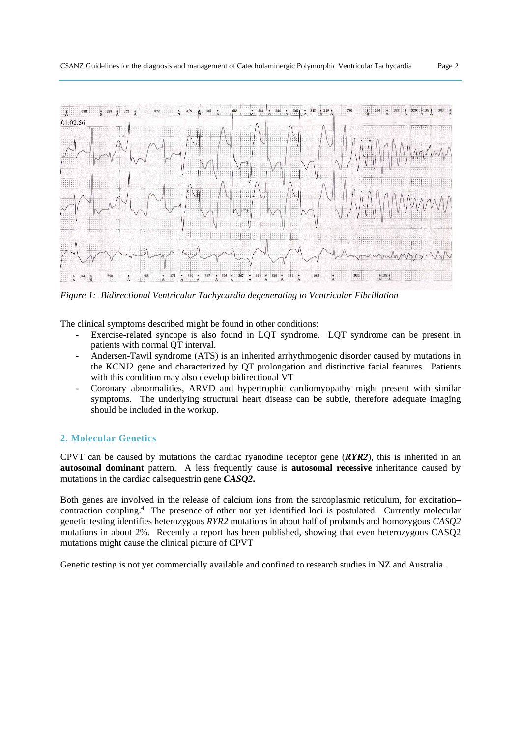*Figure 1: Bidirectional Ventricular Tachycardia degenerating to Ventricular Fibrillation*

The clinical symptoms described might be found in other conditions:

- Exercise-related syncope is also found in LQT syndrome. LQT syndrome can be present in patients with normal QT interval.
- Andersen-Tawil syndrome (ATS) is an inherited arrhythmogenic disorder caused by mutations in the KCNJ2 gene and characterized by QT prolongation and distinctive facial features. Patients with this condition may also develop bidirectional VT
- Coronary abnormalities, ARVD and hypertrophic cardiomyopathy might present with similar symptoms. The underlying structural heart disease can be subtle, therefore adequate imaging should be included in the workup.

## 2. Molecular Genetics

CPVT can be caused by mutations the cardiac ryanodine receptor gene (***RYR2***), this is inherited in an **autosomal dominant** pattern. A less frequently cause is **autosomal recessive** inheritance caused by mutations in the cardiac calsequestrin gene ***CASQ2.***

Both genes are involved in the release of calcium ions from the sarcoplasmic reticulum, for excitation–contraction coupling.[4] The presence of other not yet identified loci is postulated. Currently molecular genetic testing identifies heterozygous *RYR2* mutations in about half of probands and homozygous *CASQ2* mutations in about 2%. Recently a report has been published, showing that even heterozygous CASQ2 mutations might cause the clinical picture of CPVT

Genetic testing is not yet commercially available and confined to research studies in NZ and Australia.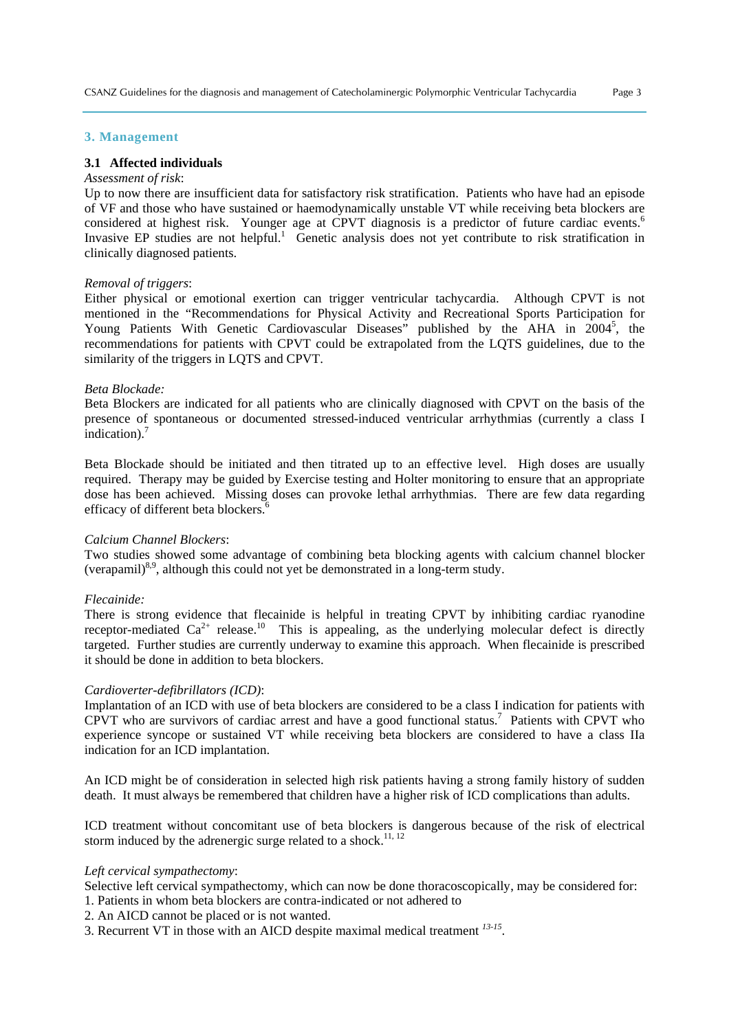## 3. Management

### 3.1 Affected individuals

*Assessment of risk*:

Up to now there are insufficient data for satisfactory risk stratification. Patients who have had an episode of VF and those who have sustained or haemodynamically unstable VT while receiving beta blockers are considered at highest risk. Younger age at CPVT diagnosis is a predictor of future cardiac events.[6] Invasive EP studies are not helpful.[1] Genetic analysis does not yet contribute to risk stratification in clinically diagnosed patients.

*Removal of triggers*:

Either physical or emotional exertion can trigger ventricular tachycardia. Although CPVT is not mentioned in the "Recommendations for Physical Activity and Recreational Sports Participation for Young Patients With Genetic Cardiovascular Diseases" published by the AHA in 2004[5], the recommendations for patients with CPVT could be extrapolated from the LQTS guidelines, due to the similarity of the triggers in LQTS and CPVT.

*Beta Blockade:*

Beta Blockers are indicated for all patients who are clinically diagnosed with CPVT on the basis of the presence of spontaneous or documented stressed-induced ventricular arrhythmias (currently a class I indication).[7]

Beta Blockade should be initiated and then titrated up to an effective level. High doses are usually required. Therapy may be guided by Exercise testing and Holter monitoring to ensure that an appropriate dose has been achieved. Missing doses can provoke lethal arrhythmias. There are few data regarding efficacy of different beta blockers.[6]

*Calcium Channel Blockers*:

Two studies showed some advantage of combining beta blocking agents with calcium channel blocker (verapamil)[8,9], although this could not yet be demonstrated in a long-term study.

*Flecainide:*

There is strong evidence that flecainide is helpful in treating CPVT by inhibiting cardiac ryanodine receptor-mediated $Ca^{2+}$ release.[10] This is appealing, as the underlying molecular defect is directly targeted. Further studies are currently underway to examine this approach. When flecainide is prescribed it should be done in addition to beta blockers.

*Cardioverter-defibrillators (ICD)*:

Implantation of an ICD with use of beta blockers are considered to be a class I indication for patients with CPVT who are survivors of cardiac arrest and have a good functional status.[7] Patients with CPVT who experience syncope or sustained VT while receiving beta blockers are considered to have a class IIa indication for an ICD implantation.

An ICD might be of consideration in selected high risk patients having a strong family history of sudden death. It must always be remembered that children have a higher risk of ICD complications than adults.

ICD treatment without concomitant use of beta blockers is dangerous because of the risk of electrical storm induced by the adrenergic surge related to a shock.[11, 12]

*Left cervical sympathectomy*:

Selective left cervical sympathectomy, which can now be done thoracoscopically, may be considered for:

1. Patients in whom beta blockers are contra-indicated or not adhered to
2. An AICD cannot be placed or is not wanted.
3. Recurrent VT in those with an AICD despite maximal medical treatment [13-15].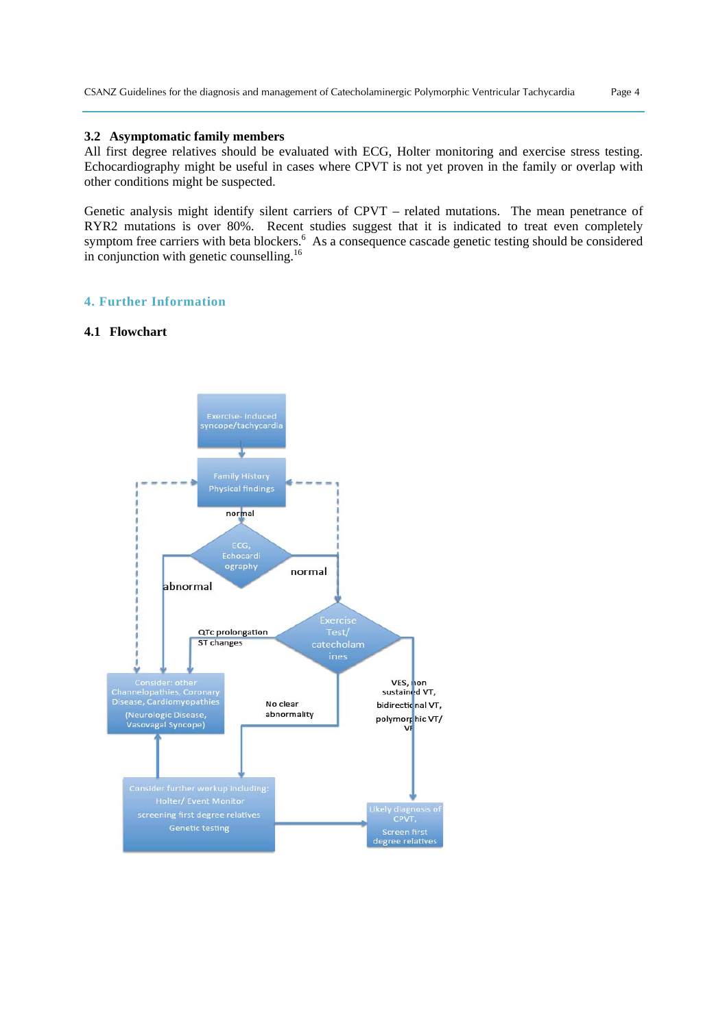### 3.2 Asymptomatic family members

All first degree relatives should be evaluated with ECG, Holter monitoring and exercise stress testing. Echocardiography might be useful in cases where CPVT is not yet proven in the family or overlap with other conditions might be suspected.

Genetic analysis might identify silent carriers of CPVT – related mutations. The mean penetrance of RYR2 mutations is over 80%. Recent studies suggest that it is indicated to treat even completely symptom free carriers with beta blockers.[6] As a consequence cascade genetic testing should be considered in conjunction with genetic counselling.[16]

## 4. Further Information

### 4.1 Flowchart

Exercise- induced syncope/tachycardia

Family History
Physical findings

normal

ECG, Echocardiography

abnormal

normal

Exercise Test/ catecholamines

QTc prolongation
ST changes

No clear abnormality

VES, non sustained VT, bidirectional VT, polymorphic VT/ VF

Consider: other Channelopathies, Coronary Disease, Cardiomyopathies (Neurologic Disease, Vasovagal Syncope)

Consider further workup including: Holter/ Event Monitor screening first degree relatives Genetic testing

Likely diagnosis of CPVT, Screen first degree relatives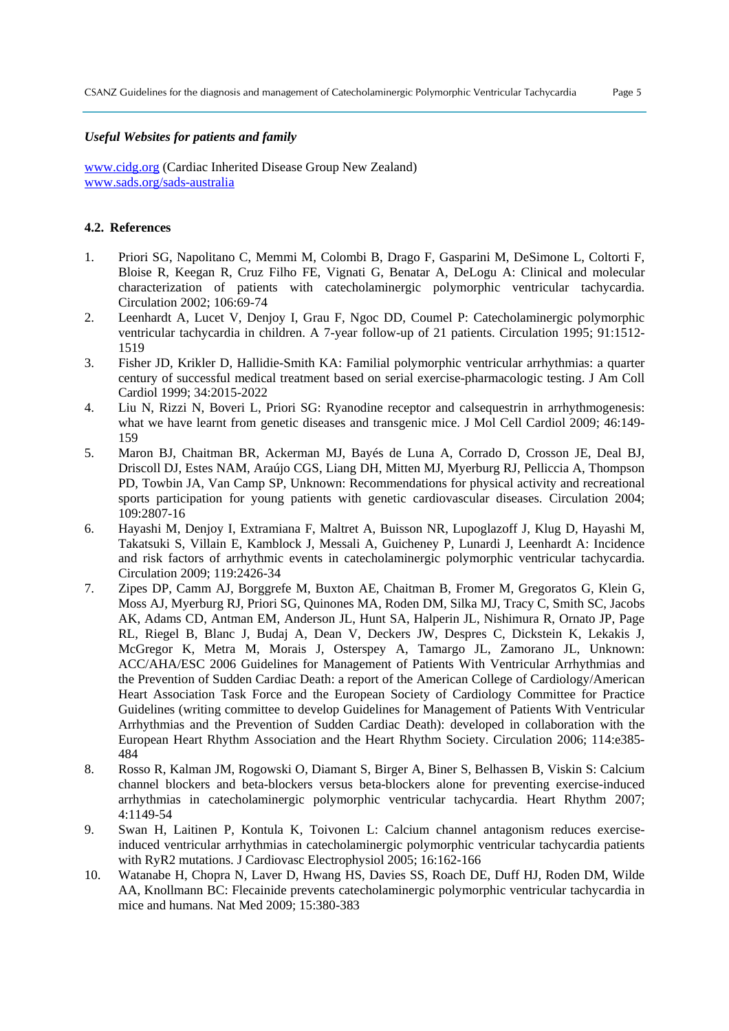*Useful Websites for patients and family*

www.cidg.org (Cardiac Inherited Disease Group New Zealand)
www.sads.org/sads-australia

#### 4.2. References

1. Priori SG, Napolitano C, Memmi M, Colombi B, Drago F, Gasparini M, DeSimone L, Coltorti F, Bloise R, Keegan R, Cruz Filho FE, Vignati G, Benatar A, DeLogu A: Clinical and molecular characterization of patients with catecholaminergic polymorphic ventricular tachycardia. Circulation 2002; 106:69-74
2. Leenhardt A, Lucet V, Denjoy I, Grau F, Ngoc DD, Coumel P: Catecholaminergic polymorphic ventricular tachycardia in children. A 7-year follow-up of 21 patients. Circulation 1995; 91:1512-1519
3. Fisher JD, Krikler D, Hallidie-Smith KA: Familial polymorphic ventricular arrhythmias: a quarter century of successful medical treatment based on serial exercise-pharmacologic testing. J Am Coll Cardiol 1999; 34:2015-2022
4. Liu N, Rizzi N, Boveri L, Priori SG: Ryanodine receptor and calsequestrin in arrhythmogenesis: what we have learnt from genetic diseases and transgenic mice. J Mol Cell Cardiol 2009; 46:149-159
5. Maron BJ, Chaitman BR, Ackerman MJ, Bayés de Luna A, Corrado D, Crosson JE, Deal BJ, Driscoll DJ, Estes NAM, Araújo CGS, Liang DH, Mitten MJ, Myerburg RJ, Pelliccia A, Thompson PD, Towbin JA, Van Camp SP, Unknown: Recommendations for physical activity and recreational sports participation for young patients with genetic cardiovascular diseases. Circulation 2004; 109:2807-16
6. Hayashi M, Denjoy I, Extramiana F, Maltret A, Buisson NR, Lupoglazoff J, Klug D, Hayashi M, Takatsuki S, Villain E, Kamblock J, Messali A, Guicheney P, Lunardi J, Leenhardt A: Incidence and risk factors of arrhythmic events in catecholaminergic polymorphic ventricular tachycardia. Circulation 2009; 119:2426-34
7. Zipes DP, Camm AJ, Borggrefe M, Buxton AE, Chaitman B, Fromer M, Gregoratos G, Klein G, Moss AJ, Myerburg RJ, Priori SG, Quinones MA, Roden DM, Silka MJ, Tracy C, Smith SC, Jacobs AK, Adams CD, Antman EM, Anderson JL, Hunt SA, Halperin JL, Nishimura R, Ornato JP, Page RL, Riegel B, Blanc J, Budaj A, Dean V, Deckers JW, Despres C, Dickstein K, Lekakis J, McGregor K, Metra M, Morais J, Osterspey A, Tamargo JL, Zamorano JL, Unknown: ACC/AHA/ESC 2006 Guidelines for Management of Patients With Ventricular Arrhythmias and the Prevention of Sudden Cardiac Death: a report of the American College of Cardiology/American Heart Association Task Force and the European Society of Cardiology Committee for Practice Guidelines (writing committee to develop Guidelines for Management of Patients With Ventricular Arrhythmias and the Prevention of Sudden Cardiac Death): developed in collaboration with the European Heart Rhythm Association and the Heart Rhythm Society. Circulation 2006; 114:e385-484
8. Rosso R, Kalman JM, Rogowski O, Diamant S, Birger A, Biner S, Belhassen B, Viskin S: Calcium channel blockers and beta-blockers versus beta-blockers alone for preventing exercise-induced arrhythmias in catecholaminergic polymorphic ventricular tachycardia. Heart Rhythm 2007; 4:1149-54
9. Swan H, Laitinen P, Kontula K, Toivonen L: Calcium channel antagonism reduces exercise-induced ventricular arrhythmias in catecholaminergic polymorphic ventricular tachycardia patients with RyR2 mutations. J Cardiovasc Electrophysiol 2005; 16:162-166
10. Watanabe H, Chopra N, Laver D, Hwang HS, Davies SS, Roach DE, Duff HJ, Roden DM, Wilde AA, Knollmann BC: Flecainide prevents catecholaminergic polymorphic ventricular tachycardia in mice and humans. Nat Med 2009; 15:380-383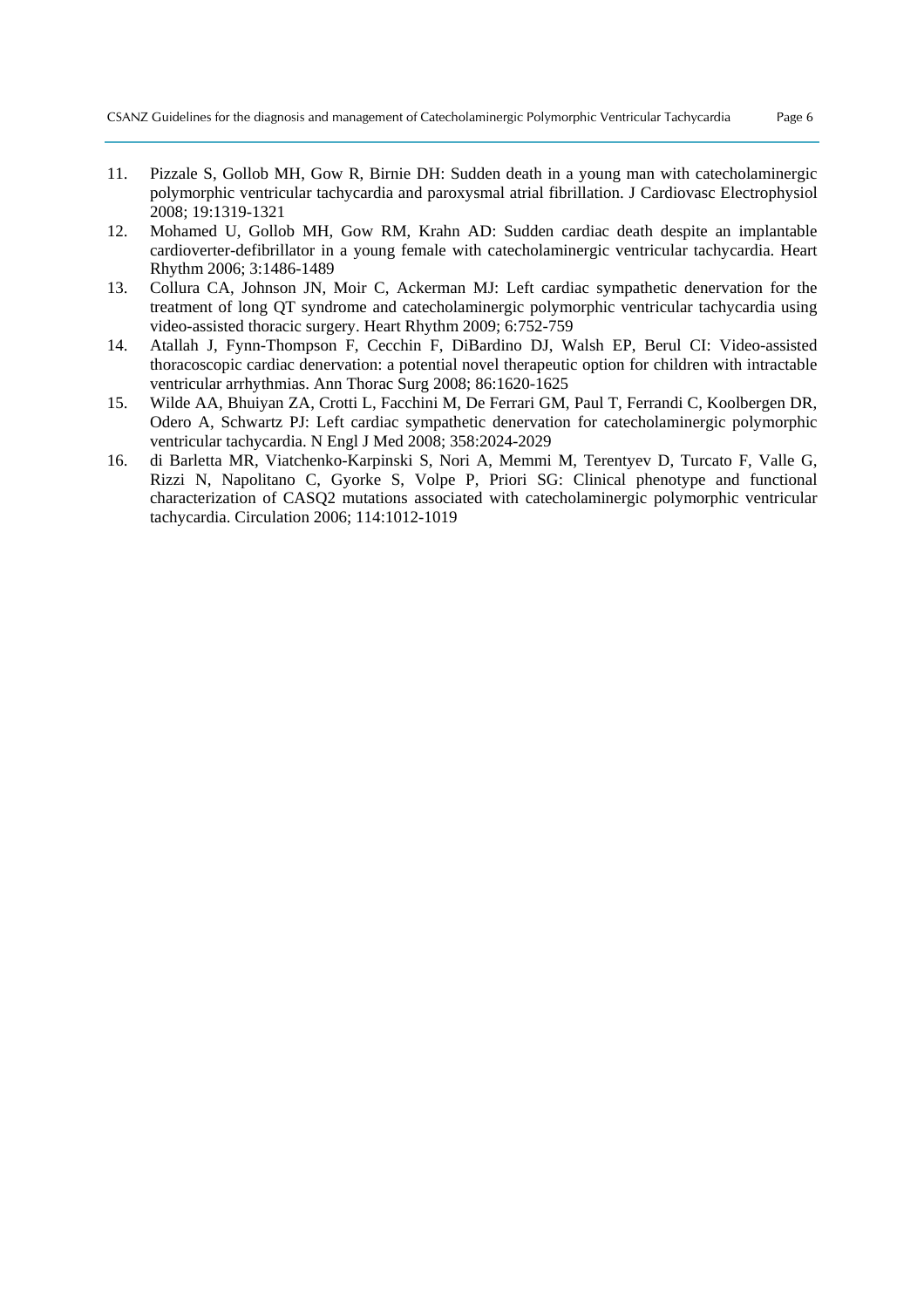11. Pizzale S, Gollob MH, Gow R, Birnie DH: Sudden death in a young man with catecholaminergic polymorphic ventricular tachycardia and paroxysmal atrial fibrillation. J Cardiovasc Electrophysiol 2008; 19:1319-1321
12. Mohamed U, Gollob MH, Gow RM, Krahn AD: Sudden cardiac death despite an implantable cardioverter-defibrillator in a young female with catecholaminergic ventricular tachycardia. Heart Rhythm 2006; 3:1486-1489
13. Collura CA, Johnson JN, Moir C, Ackerman MJ: Left cardiac sympathetic denervation for the treatment of long QT syndrome and catecholaminergic polymorphic ventricular tachycardia using video-assisted thoracic surgery. Heart Rhythm 2009; 6:752-759
14. Atallah J, Fynn-Thompson F, Cecchin F, DiBardino DJ, Walsh EP, Berul CI: Video-assisted thoracoscopic cardiac denervation: a potential novel therapeutic option for children with intractable ventricular arrhythmias. Ann Thorac Surg 2008; 86:1620-1625
15. Wilde AA, Bhuiyan ZA, Crotti L, Facchini M, De Ferrari GM, Paul T, Ferrandi C, Koolbergen DR, Odero A, Schwartz PJ: Left cardiac sympathetic denervation for catecholaminergic polymorphic ventricular tachycardia. N Engl J Med 2008; 358:2024-2029
16. di Barletta MR, Viatchenko-Karpinski S, Nori A, Memmi M, Terentyev D, Turcato F, Valle G, Rizzi N, Napolitano C, Gyorke S, Volpe P, Priori SG: Clinical phenotype and functional characterization of CASQ2 mutations associated with catecholaminergic polymorphic ventricular tachycardia. Circulation 2006; 114:1012-1019